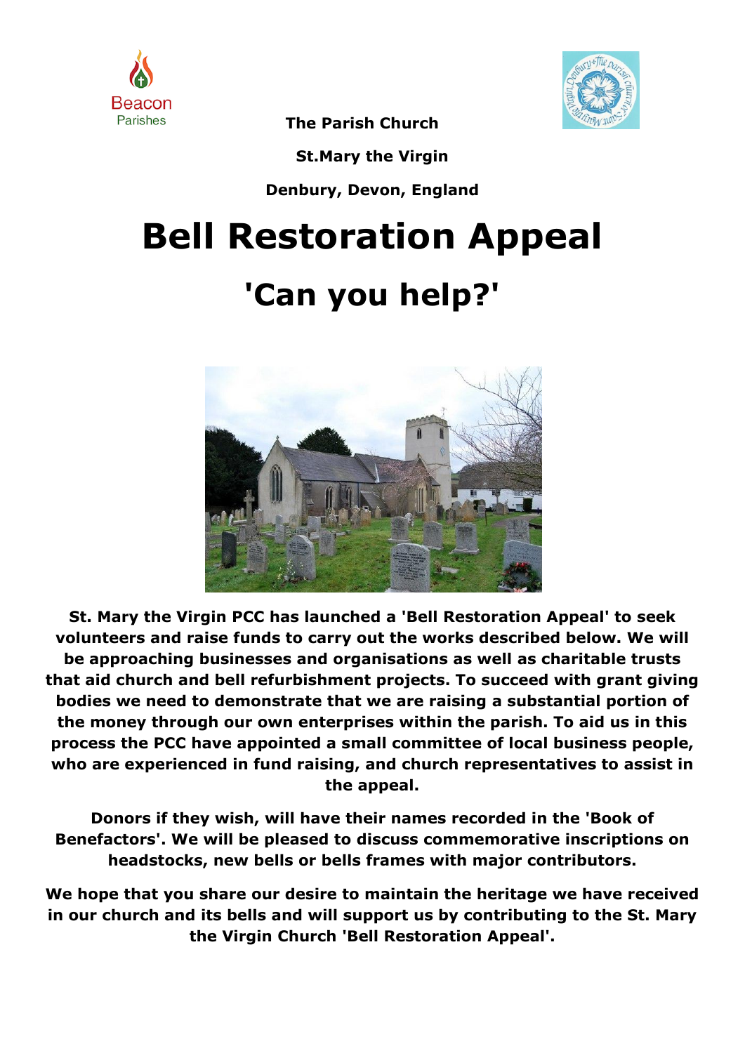Beacon Parishes

**The Parish Church**

**St.Mary the Virgin**

**Denbury, Devon, England**

# Bell Restoration Appeal

## 'Can you help?'

**St. Mary the Virgin PCC has launched a 'Bell Restoration Appeal' to seek volunteers and raise funds to carry out the works described below. We will be approaching businesses and organisations as well as charitable trusts that aid church and bell refurbishment projects. To succeed with grant giving bodies we need to demonstrate that we are raising a substantial portion of the money through our own enterprises within the parish. To aid us in this process the PCC have appointed a small committee of local business people, who are experienced in fund raising, and church representatives to assist in the appeal.**

**Donors if they wish, will have their names recorded in the 'Book of Benefactors'. We will be pleased to discuss commemorative inscriptions on headstocks, new bells or bells frames with major contributors.**

**We hope that you share our desire to maintain the heritage we have received in our church and its bells and will support us by contributing to the St. Mary the Virgin Church 'Bell Restoration Appeal'.**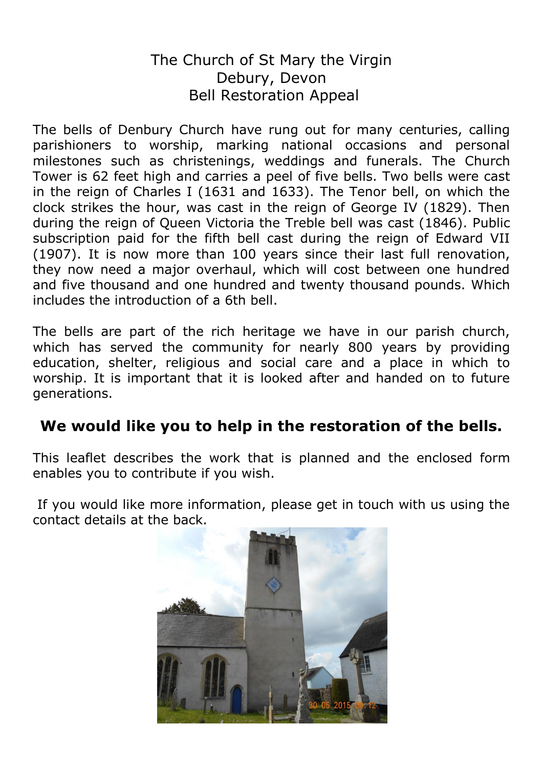# The Church of St Mary the Virgin
## Debury, Devon
## Bell Restoration Appeal

The bells of Denbury Church have rung out for many centuries, calling parishioners to worship, marking national occasions and personal milestones such as christenings, weddings and funerals. The Church Tower is 62 feet high and carries a peel of five bells. Two bells were cast in the reign of Charles I (1631 and 1633). The Tenor bell, on which the clock strikes the hour, was cast in the reign of George IV (1829). Then during the reign of Queen Victoria the Treble bell was cast (1846). Public subscription paid for the fifth bell cast during the reign of Edward VII (1907). It is now more than 100 years since their last full renovation, they now need a major overhaul, which will cost between one hundred and five thousand and one hundred and twenty thousand pounds. Which includes the introduction of a 6th bell.

The bells are part of the rich heritage we have in our parish church, which has served the community for nearly 800 years by providing education, shelter, religious and social care and a place in which to worship. It is important that it is looked after and handed on to future generations.

**We would like you to help in the restoration of the bells.**

This leaflet describes the work that is planned and the enclosed form enables you to contribute if you wish.

If you would like more information, please get in touch with us using the contact details at the back.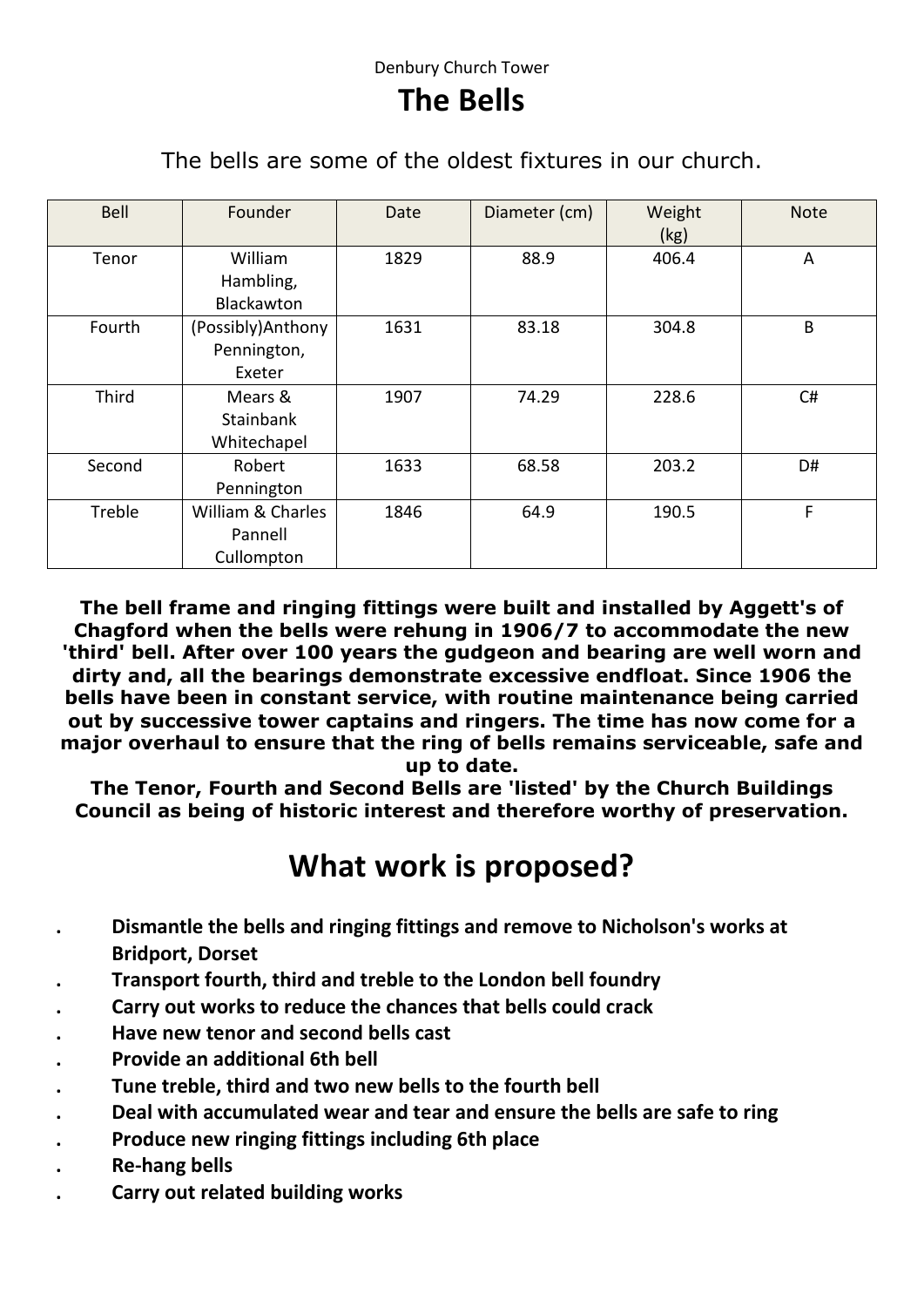Denbury Church Tower

# The Bells

The bells are some of the oldest fixtures in our church.

| Bell | Founder | Date | Diameter (cm) | Weight (kg) | Note |
|---|---|---|---|---|---|
| Tenor | William Hambling, Blackawton | 1829 | 88.9 | 406.4 | A |
| Fourth | (Possibly)Anthony Pennington, Exeter | 1631 | 83.18 | 304.8 | B |
| Third | Mears & Stainbank Whitechapel | 1907 | 74.29 | 228.6 | C# |
| Second | Robert Pennington | 1633 | 68.58 | 203.2 | D# |
| Treble | William & Charles Pannell Cullompton | 1846 | 64.9 | 190.5 | F |

**The bell frame and ringing fittings were built and installed by Aggett's of Chagford when the bells were rehung in 1906/7 to accommodate the new 'third' bell. After over 100 years the gudgeon and bearing are well worn and dirty and, all the bearings demonstrate excessive endfloat. Since 1906 the bells have been in constant service, with routine maintenance being carried out by successive tower captains and ringers. The time has now come for a major overhaul to ensure that the ring of bells remains serviceable, safe and up to date.**

**The Tenor, Fourth and Second Bells are 'listed' by the Church Buildings Council as being of historic interest and therefore worthy of preservation.**

# What work is proposed?

- **Dismantle the bells and ringing fittings and remove to Nicholson's works at Bridport, Dorset**
- **Transport fourth, third and treble to the London bell foundry**
- **Carry out works to reduce the chances that bells could crack**
- **Have new tenor and second bells cast**
- **Provide an additional 6th bell**
- **Tune treble, third and two new bells to the fourth bell**
- **Deal with accumulated wear and tear and ensure the bells are safe to ring**
- **Produce new ringing fittings including 6th place**
- **Re-hang bells**
- **Carry out related building works**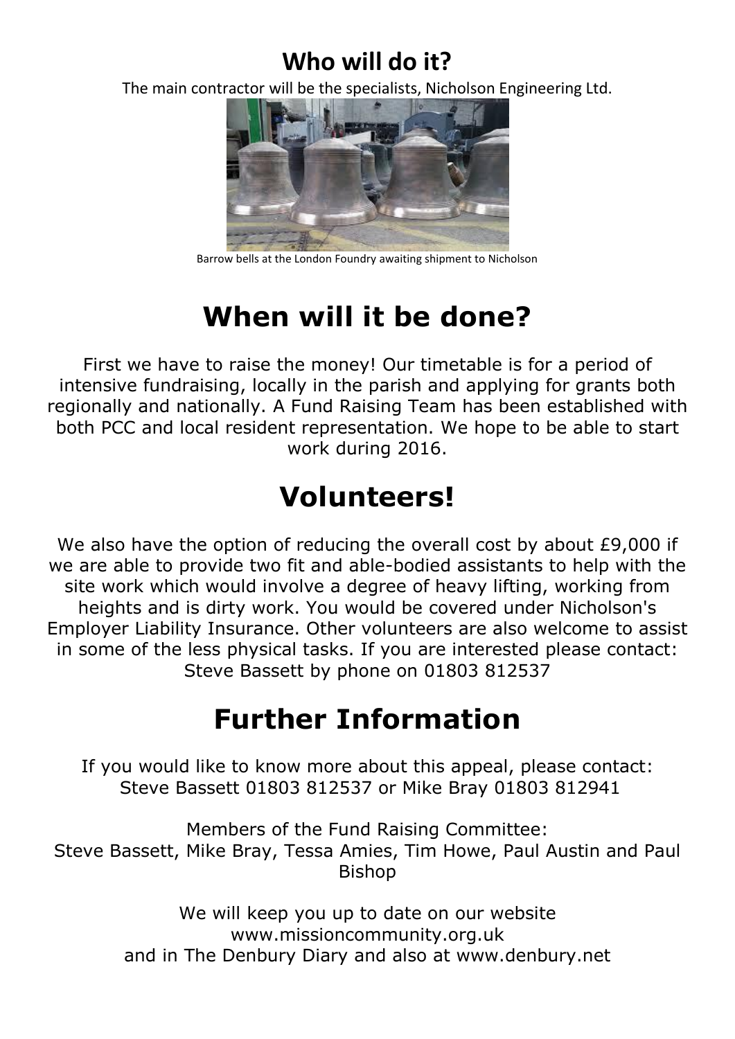## Who will do it?

The main contractor will be the specialists, Nicholson Engineering Ltd.

Barrow bells at the London Foundry awaiting shipment to Nicholson

# When will it be done?

First we have to raise the money! Our timetable is for a period of intensive fundraising, locally in the parish and applying for grants both regionally and nationally. A Fund Raising Team has been established with both PCC and local resident representation. We hope to be able to start work during 2016.

# Volunteers!

We also have the option of reducing the overall cost by about £9,000 if we are able to provide two fit and able-bodied assistants to help with the site work which would involve a degree of heavy lifting, working from heights and is dirty work. You would be covered under Nicholson's Employer Liability Insurance. Other volunteers are also welcome to assist in some of the less physical tasks. If you are interested please contact: Steve Bassett by phone on 01803 812537

# Further Information

If you would like to know more about this appeal, please contact: Steve Bassett 01803 812537 or Mike Bray 01803 812941

Members of the Fund Raising Committee:
Steve Bassett, Mike Bray, Tessa Amies, Tim Howe, Paul Austin and Paul Bishop

We will keep you up to date on our website www.missioncommunity.org.uk and in The Denbury Diary and also at www.denbury.net